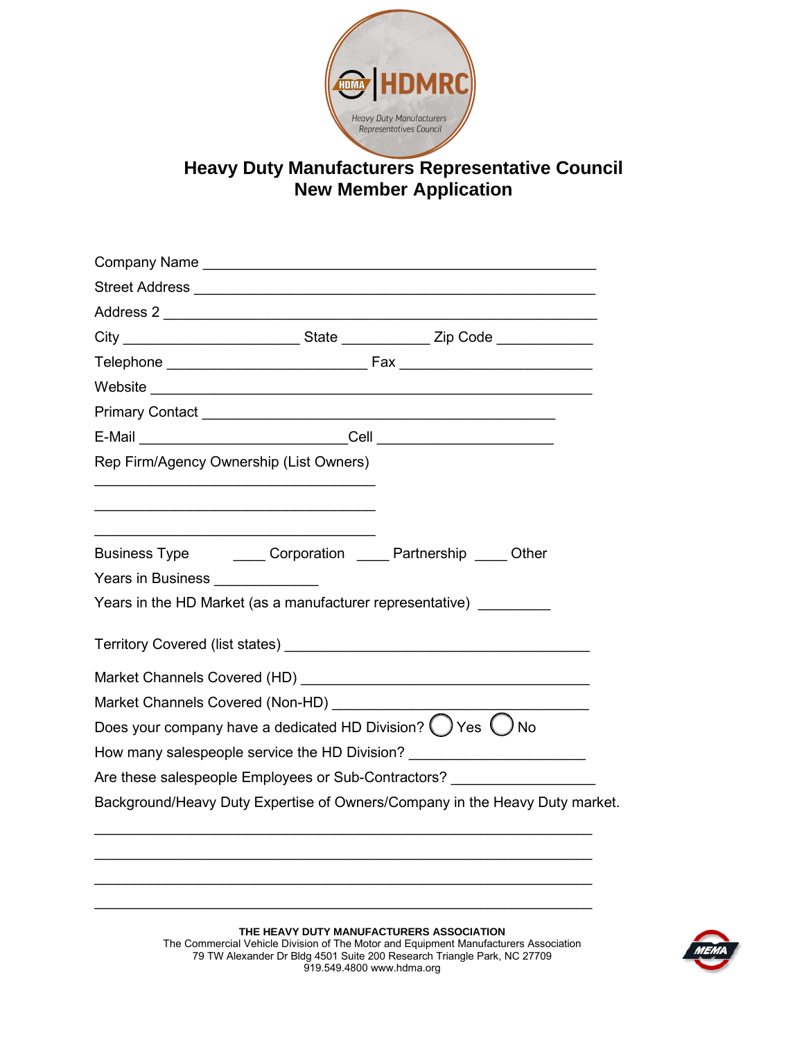# Heavy Duty Manufacturers Representative Council
## New Member Application

Company Name ________________________________________________

Street Address _______________________________________________

Address 2 ___________________________________________________

City _____________________ State __________ Zip Code ___________

Telephone ________________________ Fax _______________________

Website _____________________________________________________

Primary Contact ___________________________________________

E-Mail _________________________Cell _____________________

Rep Firm/Agency Ownership (List Owners)

___________________________________

___________________________________

___________________________________

Business Type ____ Corporation ____ Partnership ____ Other

Years in Business ____________

Years in the HD Market (as a manufacturer representative) _________

Territory Covered (list states) ____________________________________

Market Channels Covered (HD) ____________________________________

Market Channels Covered (Non-HD) _________________________________

Does your company have a dedicated HD Division? ◯ Yes ◯ No

How many salespeople service the HD Division? _____________________

Are these salespeople Employees or Sub-Contractors? ________________

Background/Heavy Duty Expertise of Owners/Company in the Heavy Duty market.

____________________________________________________________

____________________________________________________________

____________________________________________________________

____________________________________________________________

**THE HEAVY DUTY MANUFACTURERS ASSOCIATION**
The Commercial Vehicle Division of The Motor and Equipment Manufacturers Association
79 TW Alexander Dr Bldg 4501 Suite 200 Research Triangle Park, NC 27709
919.549.4800 www.hdma.org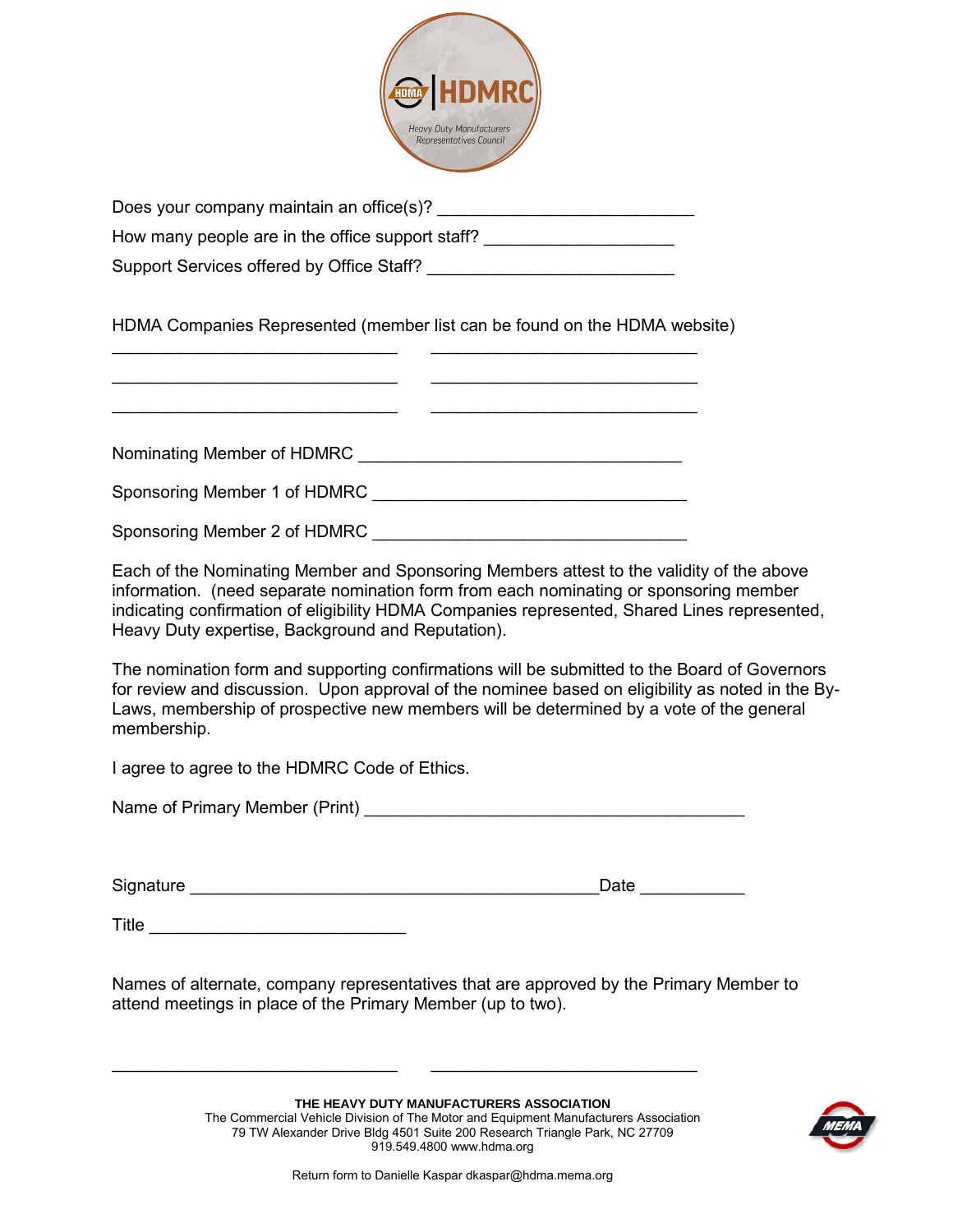Does your company maintain an office(s)? ___________________________

How many people are in the office support staff? ____________________

Support Services offered by Office Staff? __________________________

HDMA Companies Represented (member list can be found on the HDMA website)

______________________________ ____________________________

______________________________ ____________________________

______________________________ ____________________________

Nominating Member of HDMRC __________________________________

Sponsoring Member 1 of HDMRC _________________________________

Sponsoring Member 2 of HDMRC _________________________________

Each of the Nominating Member and Sponsoring Members attest to the validity of the above information. (need separate nomination form from each nominating or sponsoring member indicating confirmation of eligibility HDMA Companies represented, Shared Lines represented, Heavy Duty expertise, Background and Reputation).

The nomination form and supporting confirmations will be submitted to the Board of Governors for review and discussion. Upon approval of the nominee based on eligibility as noted in the By-Laws, membership of prospective new members will be determined by a vote of the general membership.

I agree to agree to the HDMRC Code of Ethics.

Name of Primary Member (Print) ________________________________________

Signature ___________________________________________ Date ___________

Title ___________________________

Names of alternate, company representatives that are approved by the Primary Member to attend meetings in place of the Primary Member (up to two).

______________________________ ____________________________

**THE HEAVY DUTY MANUFACTURERS ASSOCIATION**
The Commercial Vehicle Division of The Motor and Equipment Manufacturers Association
79 TW Alexander Drive Bldg 4501 Suite 200 Research Triangle Park, NC 27709
919.549.4800 www.hdma.org

Return form to Danielle Kaspar dkaspar@hdma.mema.org